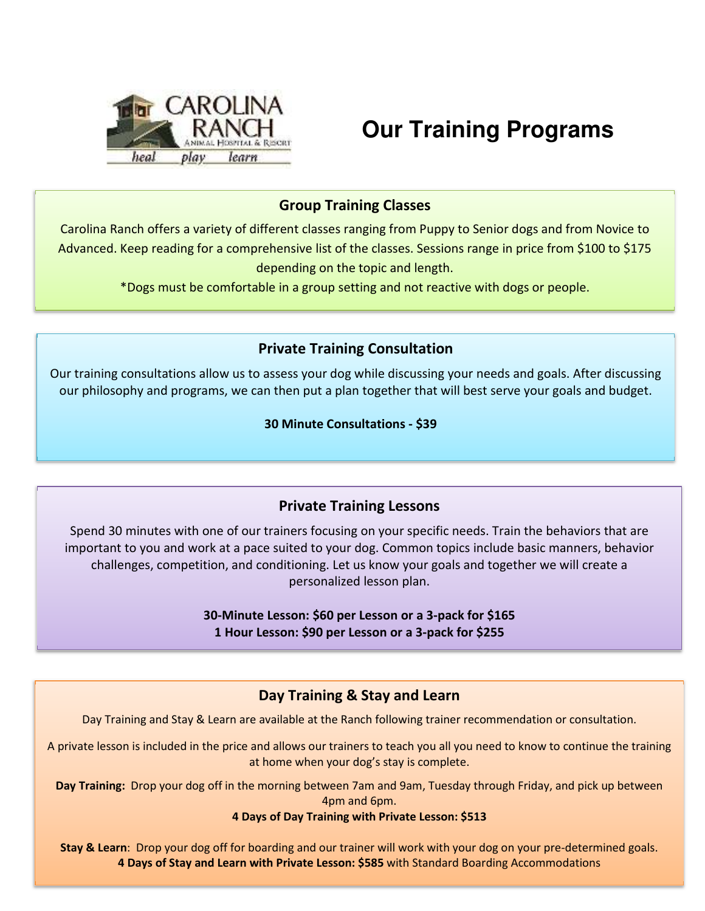# Our Training Programs

## Group Training Classes

Carolina Ranch offers a variety of different classes ranging from Puppy to Senior dogs and from Novice to Advanced. Keep reading for a comprehensive list of the classes. Sessions range in price from $100 to $175 depending on the topic and length.

*Dogs must be comfortable in a group setting and not reactive with dogs or people.

## Private Training Consultation

Our training consultations allow us to assess your dog while discussing your needs and goals. After discussing our philosophy and programs, we can then put a plan together that will best serve your goals and budget.

**30 Minute Consultations - $39**

## Private Training Lessons

Spend 30 minutes with one of our trainers focusing on your specific needs. Train the behaviors that are important to you and work at a pace suited to your dog. Common topics include basic manners, behavior challenges, competition, and conditioning. Let us know your goals and together we will create a personalized lesson plan.

**30-Minute Lesson: $60 per Lesson or a 3-pack for $165**
**1 Hour Lesson: $90 per Lesson or a 3-pack for $255**

## Day Training & Stay and Learn

Day Training and Stay & Learn are available at the Ranch following trainer recommendation or consultation.

A private lesson is included in the price and allows our trainers to teach you all you need to know to continue the training at home when your dog's stay is complete.

**Day Training:** Drop your dog off in the morning between 7am and 9am, Tuesday through Friday, and pick up between 4pm and 6pm.

**4 Days of Day Training with Private Lesson: $513**

**Stay & Learn**: Drop your dog off for boarding and our trainer will work with your dog on your pre-determined goals.

**4 Days of Stay and Learn with Private Lesson: $585** with Standard Boarding Accommodations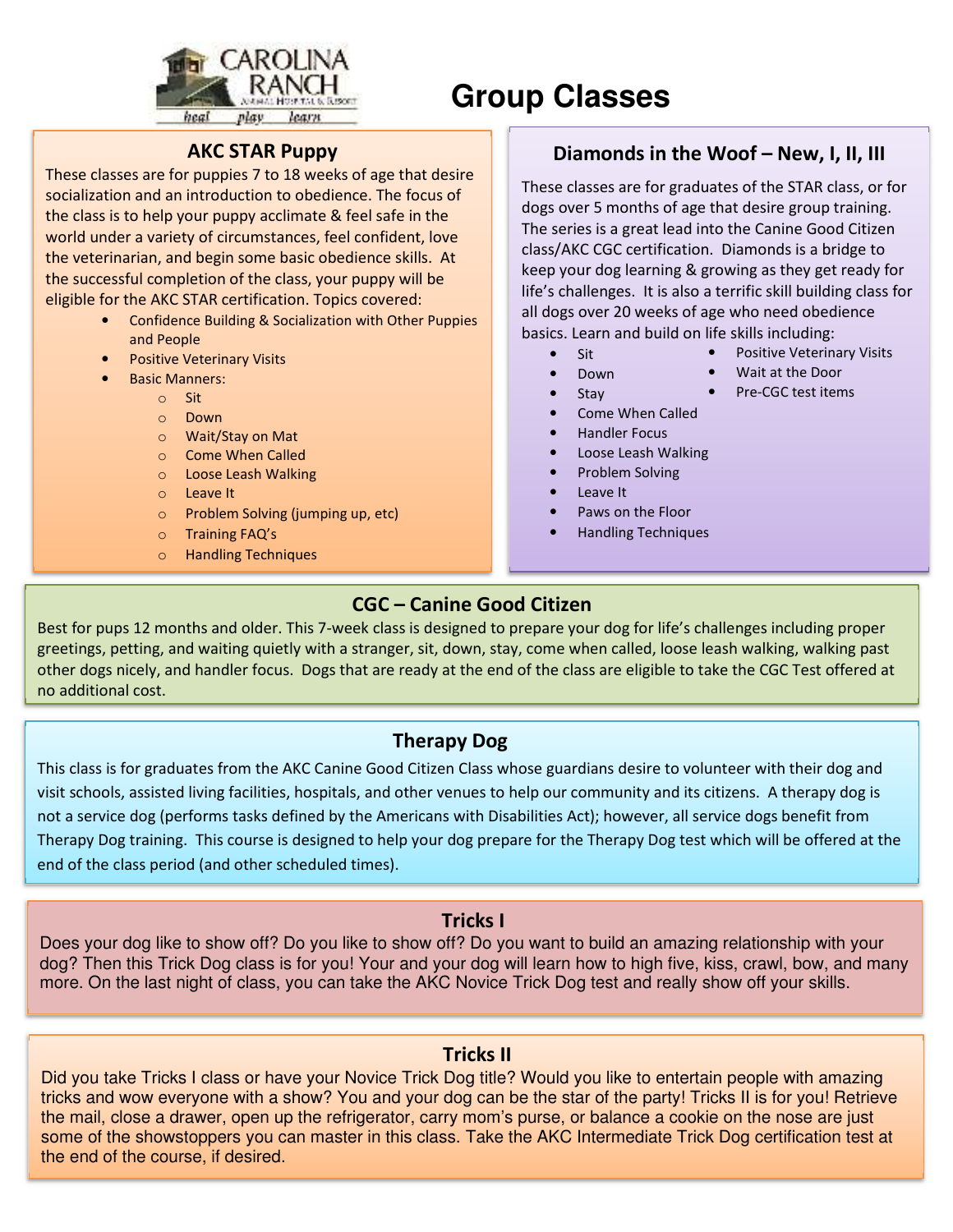# Group Classes

## AKC STAR Puppy

These classes are for puppies 7 to 18 weeks of age that desire socialization and an introduction to obedience. The focus of the class is to help your puppy acclimate & feel safe in the world under a variety of circumstances, feel confident, love the veterinarian, and begin some basic obedience skills. At the successful completion of the class, your puppy will be eligible for the AKC STAR certification. Topics covered:

- Confidence Building & Socialization with Other Puppies and People
- Positive Veterinary Visits
- Basic Manners:
  - Sit
  - Down
  - Wait/Stay on Mat
  - Come When Called
  - Loose Leash Walking
  - Leave It
  - Problem Solving (jumping up, etc)
  - Training FAQ's
  - Handling Techniques

## Diamonds in the Woof – New, I, II, III

These classes are for graduates of the STAR class, or for dogs over 5 months of age that desire group training. The series is a great lead into the Canine Good Citizen class/AKC CGC certification. Diamonds is a bridge to keep your dog learning & growing as they get ready for life's challenges. It is also a terrific skill building class for all dogs over 20 weeks of age who need obedience basics. Learn and build on life skills including:

- Sit
- Down
- Stay
- Come When Called
- Handler Focus
- Loose Leash Walking
- Problem Solving
- Leave It
- Paws on the Floor
- Handling Techniques
- Positive Veterinary Visits
- Wait at the Door
- Pre-CGC test items

## CGC – Canine Good Citizen

Best for pups 12 months and older. This 7-week class is designed to prepare your dog for life's challenges including proper greetings, petting, and waiting quietly with a stranger, sit, down, stay, come when called, loose leash walking, walking past other dogs nicely, and handler focus. Dogs that are ready at the end of the class are eligible to take the CGC Test offered at no additional cost.

## Therapy Dog

This class is for graduates from the AKC Canine Good Citizen Class whose guardians desire to volunteer with their dog and visit schools, assisted living facilities, hospitals, and other venues to help our community and its citizens. A therapy dog is not a service dog (performs tasks defined by the Americans with Disabilities Act); however, all service dogs benefit from Therapy Dog training. This course is designed to help your dog prepare for the Therapy Dog test which will be offered at the end of the class period (and other scheduled times).

## Tricks I

Does your dog like to show off? Do you like to show off? Do you want to build an amazing relationship with your dog? Then this Trick Dog class is for you! Your and your dog will learn how to high five, kiss, crawl, bow, and many more. On the last night of class, you can take the AKC Novice Trick Dog test and really show off your skills.

## Tricks II

Did you take Tricks I class or have your Novice Trick Dog title? Would you like to entertain people with amazing tricks and wow everyone with a show? You and your dog can be the star of the party! Tricks II is for you! Retrieve the mail, close a drawer, open up the refrigerator, carry mom's purse, or balance a cookie on the nose are just some of the showstoppers you can master in this class. Take the AKC Intermediate Trick Dog certification test at the end of the course, if desired.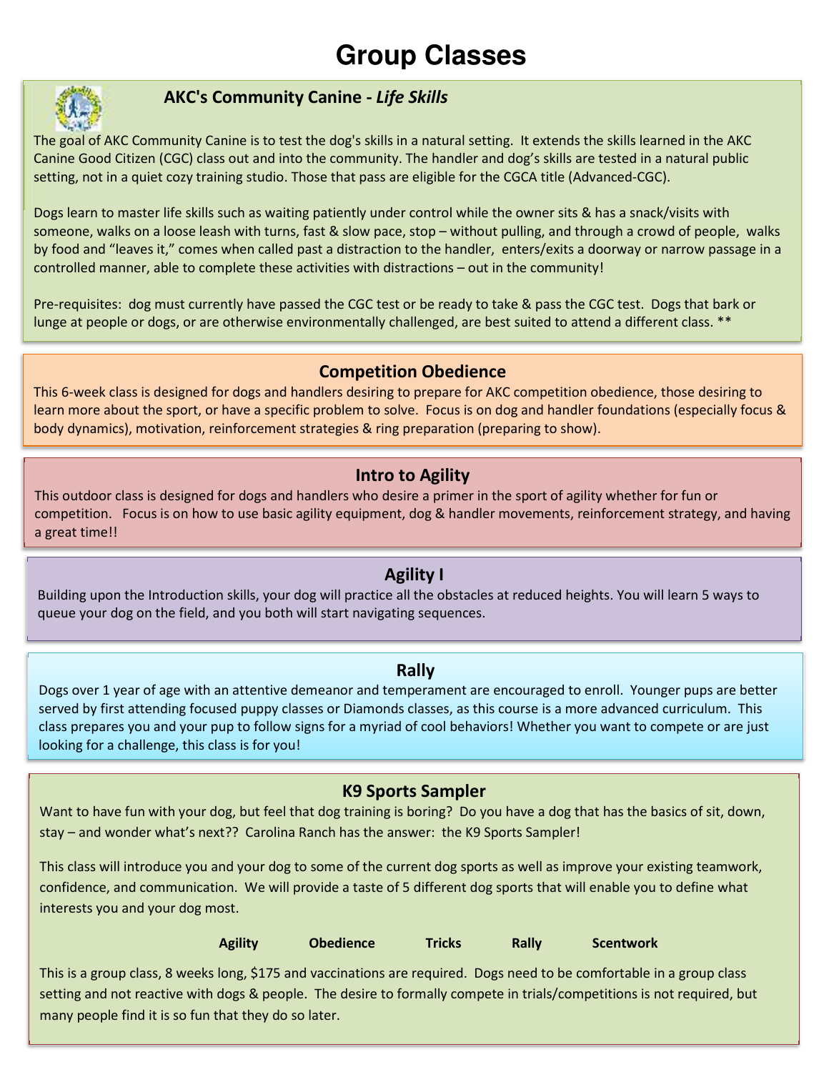# Group Classes

## AKC's Community Canine - *Life Skills*

The goal of AKC Community Canine is to test the dog's skills in a natural setting. It extends the skills learned in the AKC Canine Good Citizen (CGC) class out and into the community. The handler and dog's skills are tested in a natural public setting, not in a quiet cozy training studio. Those that pass are eligible for the CGCA title (Advanced-CGC).

Dogs learn to master life skills such as waiting patiently under control while the owner sits & has a snack/visits with someone, walks on a loose leash with turns, fast & slow pace, stop – without pulling, and through a crowd of people, walks by food and "leaves it," comes when called past a distraction to the handler, enters/exits a doorway or narrow passage in a controlled manner, able to complete these activities with distractions – out in the community!

Pre-requisites: dog must currently have passed the CGC test or be ready to take & pass the CGC test. Dogs that bark or lunge at people or dogs, or are otherwise environmentally challenged, are best suited to attend a different class. **

## Competition Obedience

This 6-week class is designed for dogs and handlers desiring to prepare for AKC competition obedience, those desiring to learn more about the sport, or have a specific problem to solve. Focus is on dog and handler foundations (especially focus & body dynamics), motivation, reinforcement strategies & ring preparation (preparing to show).

## Intro to Agility

This outdoor class is designed for dogs and handlers who desire a primer in the sport of agility whether for fun or competition. Focus is on how to use basic agility equipment, dog & handler movements, reinforcement strategy, and having a great time!!

## Agility I

Building upon the Introduction skills, your dog will practice all the obstacles at reduced heights. You will learn 5 ways to queue your dog on the field, and you both will start navigating sequences.

## Rally

Dogs over 1 year of age with an attentive demeanor and temperament are encouraged to enroll. Younger pups are better served by first attending focused puppy classes or Diamonds classes, as this course is a more advanced curriculum. This class prepares you and your pup to follow signs for a myriad of cool behaviors! Whether you want to compete or are just looking for a challenge, this class is for you!

## K9 Sports Sampler

Want to have fun with your dog, but feel that dog training is boring? Do you have a dog that has the basics of sit, down, stay – and wonder what's next?? Carolina Ranch has the answer: the K9 Sports Sampler!

This class will introduce you and your dog to some of the current dog sports as well as improve your existing teamwork, confidence, and communication. We will provide a taste of 5 different dog sports that will enable you to define what interests you and your dog most.

**Agility** **Obedience** **Tricks** **Rally** **Scentwork**

This is a group class, 8 weeks long, $175 and vaccinations are required. Dogs need to be comfortable in a group class setting and not reactive with dogs & people. The desire to formally compete in trials/competitions is not required, but many people find it is so fun that they do so later.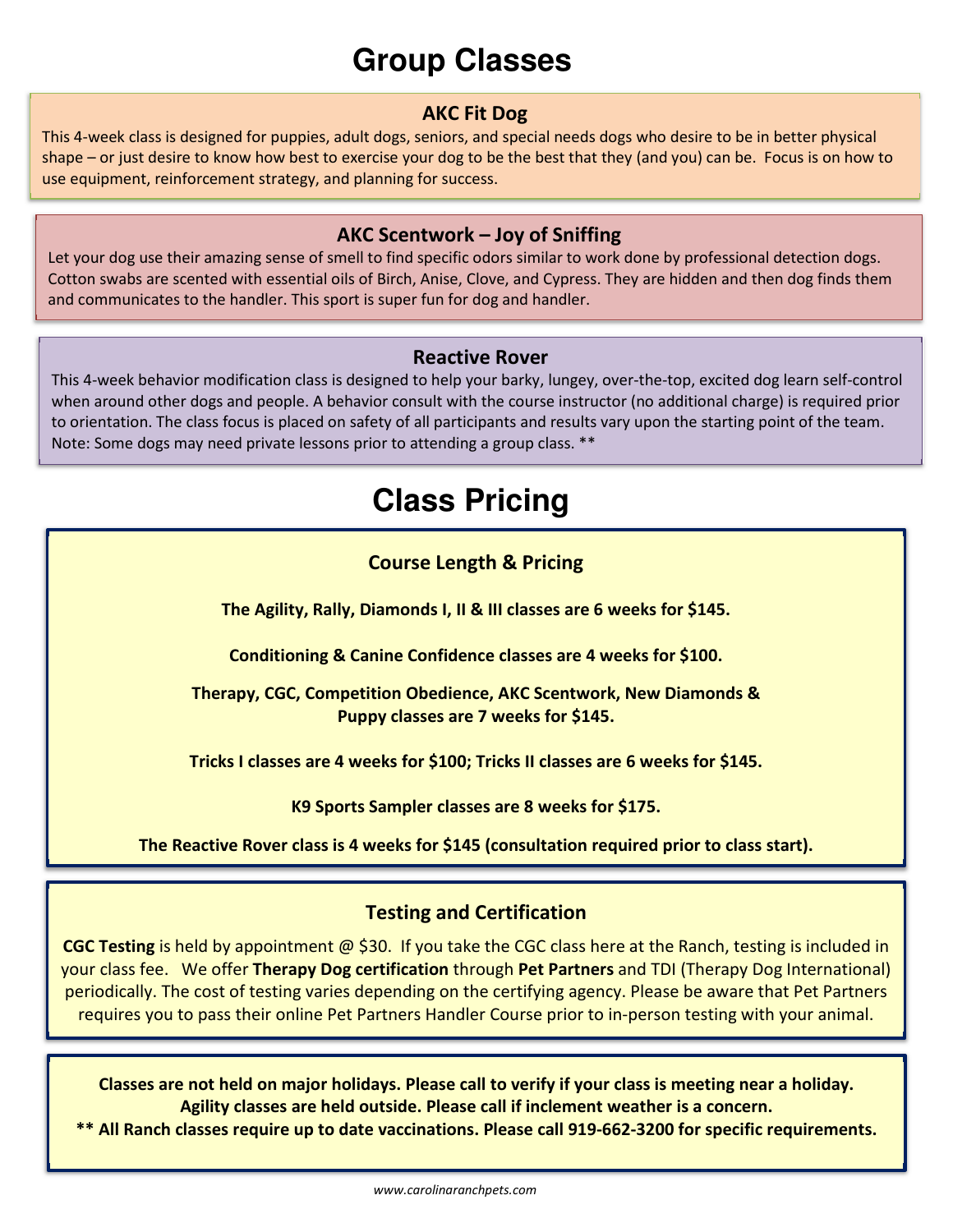# Group Classes

### AKC Fit Dog

This 4-week class is designed for puppies, adult dogs, seniors, and special needs dogs who desire to be in better physical shape – or just desire to know how best to exercise your dog to be the best that they (and you) can be. Focus is on how to use equipment, reinforcement strategy, and planning for success.

### AKC Scentwork – Joy of Sniffing

Let your dog use their amazing sense of smell to find specific odors similar to work done by professional detection dogs. Cotton swabs are scented with essential oils of Birch, Anise, Clove, and Cypress. They are hidden and then dog finds them and communicates to the handler. This sport is super fun for dog and handler.

### Reactive Rover

This 4-week behavior modification class is designed to help your barky, lungey, over-the-top, excited dog learn self-control when around other dogs and people. A behavior consult with the course instructor (no additional charge) is required prior to orientation. The class focus is placed on safety of all participants and results vary upon the starting point of the team. Note: Some dogs may need private lessons prior to attending a group class. **

# Class Pricing

### Course Length & Pricing

**The Agility, Rally, Diamonds I, II & III classes are 6 weeks for $145.**

**Conditioning & Canine Confidence classes are 4 weeks for $100.**

**Therapy, CGC, Competition Obedience, AKC Scentwork, New Diamonds & Puppy classes are 7 weeks for $145.**

**Tricks I classes are 4 weeks for $100; Tricks II classes are 6 weeks for $145.**

**K9 Sports Sampler classes are 8 weeks for $175.**

**The Reactive Rover class is 4 weeks for $145 (consultation required prior to class start).**

### Testing and Certification

**CGC Testing** is held by appointment @ $30. If you take the CGC class here at the Ranch, testing is included in your class fee. We offer **Therapy Dog certification** through **Pet Partners** and TDI (Therapy Dog International) periodically. The cost of testing varies depending on the certifying agency. Please be aware that Pet Partners requires you to pass their online Pet Partners Handler Course prior to in-person testing with your animal.

**Classes are not held on major holidays. Please call to verify if your class is meeting near a holiday.**
**Agility classes are held outside. Please call if inclement weather is a concern.**
**** All Ranch classes require up to date vaccinations. Please call 919-662-3200 for specific requirements.**

*www.carolinaranchpets.com*